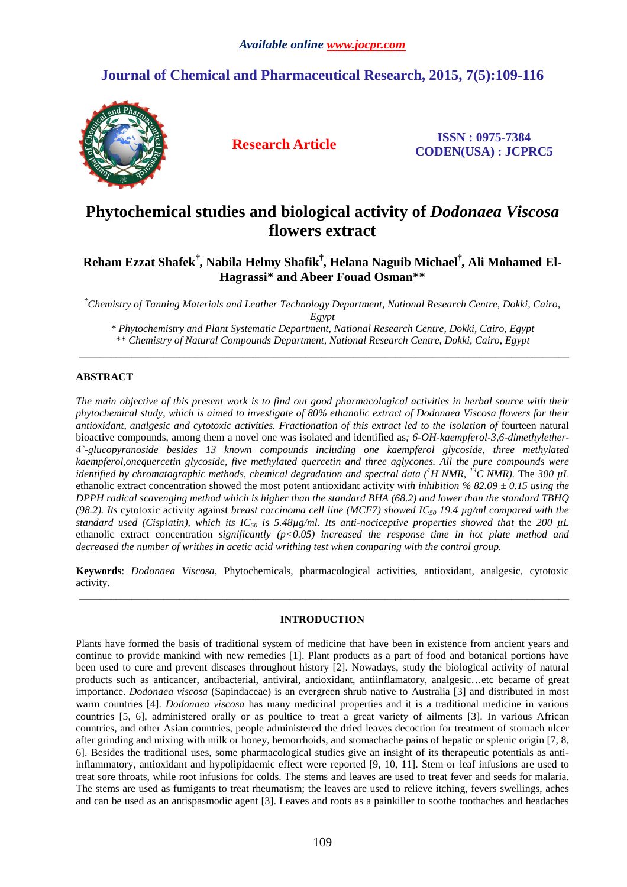*Available online www.jocpr.com*

## Journal of Chemical and Pharmaceutical Research, 2015, 7(5):109-116

**Research Article**

**ISSN : 0975-7384**
**CODEN(USA) : JCPRC5**

# Phytochemical studies and biological activity of *Dodonaea Viscosa* flowers extract

**Reham Ezzat Shafek[†], Nabila Helmy Shafik[†], Helana Naguib Michael[†], Ali Mohamed El-Hagrassi\* and Abeer Fouad Osman\*\***

*[†]Chemistry of Tanning Materials and Leather Technology Department, National Research Centre, Dokki, Cairo, Egypt*
*\* Phytochemistry and Plant Systematic Department, National Research Centre, Dokki, Cairo, Egypt*
*\*\* Chemistry of Natural Compounds Department, National Research Centre, Dokki, Cairo, Egypt*

---

## ABSTRACT

*The main objective of this present work is to find out good pharmacological activities in herbal source with their phytochemical study, which is aimed to investigate of 80% ethanolic extract of Dodonaea Viscosa flowers for their antioxidant, analgesic and cytotoxic activities. Fractionation of this extract led to the isolation of* fourteen natural bioactive compounds, among them a novel one was isolated and identified as*; 6-OH-kaempferol-3,6-dimethylether-4`-glucopyranoside besides 13 known compounds including one kaempferol glycoside, three methylated kaempferol,onequercetin glycoside, five methylated quercetin and three aglycones. All the pure compounds were identified by chromatographic methods, chemical degradation and spectral data ($^1H$ NMR, $^{13}C$ NMR).* The *300 µL* ethanolic extract concentration showed the most potent antioxidant activity *with inhibition % 82.09 ± 0.15 using the DPPH radical scavenging method which is higher than the standard BHA (68.2) and lower than the standard TBHQ (98.2). Its* cytotoxic activity against *breast carcinoma cell line (MCF7) showed $IC_{50}$ 19.4 µg/ml compared with the standard used (Cisplatin), which its $IC_{50}$ is 5.48µg/ml. Its anti-nociceptive properties showed that* the *200 µL* ethanolic extract concentration *significantly ($p<0.05$) increased the response time in hot plate method and decreased the number of writhes in acetic acid writhing test when comparing with the control group.*

**Keywords**: *Dodonaea Viscosa*, Phytochemicals, pharmacological activities, antioxidant, analgesic, cytotoxic activity.

---

## INTRODUCTION

Plants have formed the basis of traditional system of medicine that have been in existence from ancient years and continue to provide mankind with new remedies [1]. Plant products as a part of food and botanical portions have been used to cure and prevent diseases throughout history [2]. Nowadays, study the biological activity of natural products such as anticancer, antibacterial, antiviral, antioxidant, antiinflamatory, analgesic…etc became of great importance. *Dodonaea viscosa* (Sapindaceae) is an evergreen shrub native to Australia [3] and distributed in most warm countries [4]. *Dodonaea viscosa* has many medicinal properties and it is a traditional medicine in various countries [5, 6], administered orally or as poultice to treat a great variety of ailments [3]. In various African countries, and other Asian countries, people administered the dried leaves decoction for treatment of stomach ulcer after grinding and mixing with milk or honey, hemorrhoids, and stomachache pains of hepatic or splenic origin [7, 8, 6]. Besides the traditional uses, some pharmacological studies give an insight of its therapeutic potentials as anti-inflammatory, antioxidant and hypolipidaemic effect were reported [9, 10, 11]. Stem or leaf infusions are used to treat sore throats, while root infusions for colds. The stems and leaves are used to treat fever and seeds for malaria. The stems are used as fumigants to treat rheumatism; the leaves are used to relieve itching, fevers swellings, aches and can be used as an antispasmodic agent [3]. Leaves and roots as a painkiller to soothe toothaches and headaches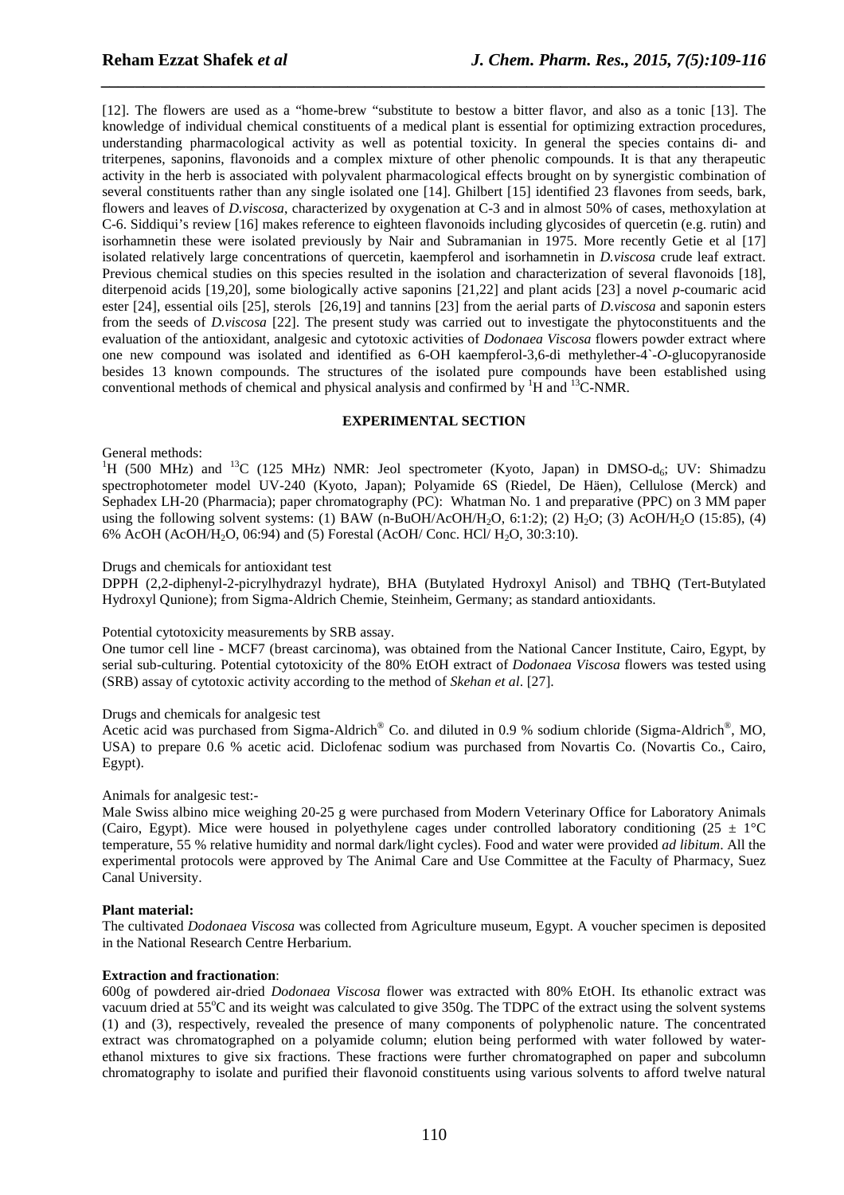[12]. The flowers are used as a "home-brew "substitute to bestow a bitter flavor, and also as a tonic [13]. The knowledge of individual chemical constituents of a medical plant is essential for optimizing extraction procedures, understanding pharmacological activity as well as potential toxicity. In general the species contains di- and triterpenes, saponins, flavonoids and a complex mixture of other phenolic compounds. It is that any therapeutic activity in the herb is associated with polyvalent pharmacological effects brought on by synergistic combination of several constituents rather than any single isolated one [14]. Ghilbert [15] identified 23 flavones from seeds, bark, flowers and leaves of *D.viscosa*, characterized by oxygenation at C-3 and in almost 50% of cases, methoxylation at C-6. Siddiqui's review [16] makes reference to eighteen flavonoids including glycosides of quercetin (e.g. rutin) and isorhamnetin these were isolated previously by Nair and Subramanian in 1975. More recently Getie et al [17] isolated relatively large concentrations of quercetin, kaempferol and isorhamnetin in *D.viscosa* crude leaf extract. Previous chemical studies on this species resulted in the isolation and characterization of several flavonoids [18], diterpenoid acids [19,20], some biologically active saponins [21,22] and plant acids [23] a novel *p*-coumaric acid ester [24], essential oils [25], sterols [26,19] and tannins [23] from the aerial parts of *D.viscosa* and saponin esters from the seeds of *D.viscosa* [22]. The present study was carried out to investigate the phytoconstituents and the evaluation of the antioxidant, analgesic and cytotoxic activities of *Dodonaea Viscosa* flowers powder extract where one new compound was isolated and identified as 6-OH kaempferol-3,6-di methylether-4`-*O*-glucopyranoside besides 13 known compounds. The structures of the isolated pure compounds have been established using conventional methods of chemical and physical analysis and confirmed by $^1$H and $^{13}$C-NMR.

## EXPERIMENTAL SECTION

General methods:

$^1$H (500 MHz) and $^{13}$C (125 MHz) NMR: Jeol spectrometer (Kyoto, Japan) in DMSO-$d_6$; UV: Shimadzu spectrophotometer model UV-240 (Kyoto, Japan); Polyamide 6S (Riedel, De Häen), Cellulose (Merck) and Sephadex LH-20 (Pharmacia); paper chromatography (PC): Whatman No. 1 and preparative (PPC) on 3 MM paper using the following solvent systems: (1) BAW (n-BuOH/AcOH/$H_2O$, 6:1:2); (2) $H_2O$; (3) AcOH/$H_2O$ (15:85), (4) 6% AcOH (AcOH/$H_2O$, 06:94) and (5) Forestal (AcOH/ Conc. HCl/ $H_2O$, 30:3:10).

Drugs and chemicals for antioxidant test

DPPH (2,2-diphenyl-2-picrylhydrazyl hydrate), BHA (Butylated Hydroxyl Anisol) and TBHQ (Tert-Butylated Hydroxyl Qunione); from Sigma-Aldrich Chemie, Steinheim, Germany; as standard antioxidants.

Potential cytotoxicity measurements by SRB assay.

One tumor cell line - MCF7 (breast carcinoma), was obtained from the National Cancer Institute, Cairo, Egypt, by serial sub-culturing. Potential cytotoxicity of the 80% EtOH extract of *Dodonaea Viscosa* flowers was tested using (SRB) assay of cytotoxic activity according to the method of *Skehan et al*. [27].

Drugs and chemicals for analgesic test

Acetic acid was purchased from Sigma-Aldrich® Co. and diluted in 0.9 % sodium chloride (Sigma-Aldrich®, MO, USA) to prepare 0.6 % acetic acid. Diclofenac sodium was purchased from Novartis Co. (Novartis Co., Cairo, Egypt).

Animals for analgesic test:-

Male Swiss albino mice weighing 20-25 g were purchased from Modern Veterinary Office for Laboratory Animals (Cairo, Egypt). Mice were housed in polyethylene cages under controlled laboratory conditioning (25 ± 1°C temperature, 55 % relative humidity and normal dark/light cycles). Food and water were provided *ad libitum*. All the experimental protocols were approved by The Animal Care and Use Committee at the Faculty of Pharmacy, Suez Canal University.

**Plant material:**

The cultivated *Dodonaea Viscosa* was collected from Agriculture museum, Egypt. A voucher specimen is deposited in the National Research Centre Herbarium.

**Extraction and fractionation**:

600g of powdered air-dried *Dodonaea Viscosa* flower was extracted with 80% EtOH. Its ethanolic extract was vacuum dried at 55°C and its weight was calculated to give 350g. The TDPC of the extract using the solvent systems (1) and (3), respectively, revealed the presence of many components of polyphenolic nature. The concentrated extract was chromatographed on a polyamide column; elution being performed with water followed by water-ethanol mixtures to give six fractions. These fractions were further chromatographed on paper and subcolumn chromatography to isolate and purified their flavonoid constituents using various solvents to afford twelve natural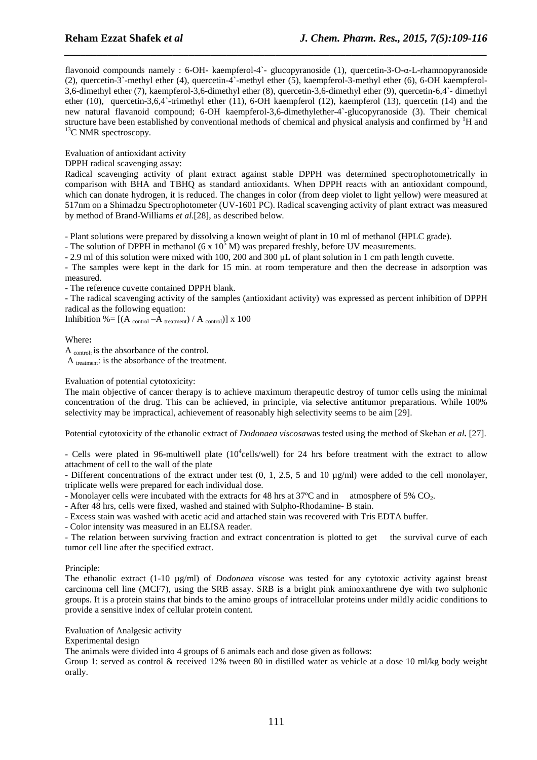flavonoid compounds namely : 6-OH- kaempferol-4`- glucopyranoside (1), quercetin-3-O-α-L-rhamnopyranoside (2), quercetin-3`-methyl ether (4), quercetin-4`-methyl ether (5), kaempferol-3-methyl ether (6), 6-OH kaempferol-3,6-dimethyl ether (7), kaempferol-3,6-dimethyl ether (8), quercetin-3,6-dimethyl ether (9), quercetin-6,4`- dimethyl ether (10), quercetin-3,6,4`-trimethyl ether (11), 6-OH kaempferol (12), kaempferol (13), quercetin (14) and the new natural flavanoid compound; 6-OH kaempferol-3,6-dimethylether-4`-glucopyranoside (3). Their chemical structure have been established by conventional methods of chemical and physical analysis and confirmed by $^{1}$H and $^{13}$C NMR spectroscopy.

Evaluation of antioxidant activity

DPPH radical scavenging assay:

Radical scavenging activity of plant extract against stable DPPH was determined spectrophotometrically in comparison with BHA and TBHQ as standard antioxidants. When DPPH reacts with an antioxidant compound, which can donate hydrogen, it is reduced. The changes in color (from deep violet to light yellow) were measured at 517nm on a Shimadzu Spectrophotometer (UV-1601 PC). Radical scavenging activity of plant extract was measured by method of Brand-Williams *et al.*[28], as described below.

- Plant solutions were prepared by dissolving a known weight of plant in 10 ml of methanol (HPLC grade).
- The solution of DPPH in methanol ($6 \times 10^{5}$ M) was prepared freshly, before UV measurements.
- 2.9 ml of this solution were mixed with 100, 200 and 300 µL of plant solution in 1 cm path length cuvette.
- The samples were kept in the dark for 15 min. at room temperature and then the decrease in adsorption was measured.
- The reference cuvette contained DPPH blank.
- The radical scavenging activity of the samples (antioxidant activity) was expressed as percent inhibition of DPPH radical as the following equation:

Inhibition %= $[(A_{control} - A_{treatment}) / A_{control})] \times 100$

**Where:**

$A_{control}$: is the absorbance of the control.

$A_{treatment}$: is the absorbance of the treatment.

Evaluation of potential cytotoxicity:

The main objective of cancer therapy is to achieve maximum therapeutic destroy of tumor cells using the minimal concentration of the drug. This can be achieved, in principle, via selective antitumor preparations. While 100% selectivity may be impractical, achievement of reasonably high selectivity seems to be aim [29].

Potential cytotoxicity of the ethanolic extract of *Dodonaea viscosa*was tested using the method of Skehan *et al***.** [27].

- Cells were plated in 96-multiwell plate ($10^{4}$cells/well) for 24 hrs before treatment with the extract to allow attachment of cell to the wall of the plate
- Different concentrations of the extract under test (0, 1, 2.5, 5 and 10 µg/ml) were added to the cell monolayer, triplicate wells were prepared for each individual dose.
- Monolayer cells were incubated with the extracts for 48 hrs at 37ºC and in atmosphere of 5% $CO_2$.
- After 48 hrs, cells were fixed, washed and stained with Sulpho-Rhodamine- B stain.
- Excess stain was washed with acetic acid and attached stain was recovered with Tris EDTA buffer.
- Color intensity was measured in an ELISA reader.
- The relation between surviving fraction and extract concentration is plotted to get the survival curve of each tumor cell line after the specified extract.

Principle:

The ethanolic extract (1-10 µg/ml) of *Dodonaea viscose* was tested for any cytotoxic activity against breast carcinoma cell line (MCF7), using the SRB assay. SRB is a bright pink aminoxanthrene dye with two sulphonic groups. It is a protein stains that binds to the amino groups of intracellular proteins under mildly acidic conditions to provide a sensitive index of cellular protein content.

Evaluation of Analgesic activity

Experimental design

The animals were divided into 4 groups of 6 animals each and dose given as follows:

Group 1: served as control & received 12% tween 80 in distilled water as vehicle at a dose 10 ml/kg body weight orally.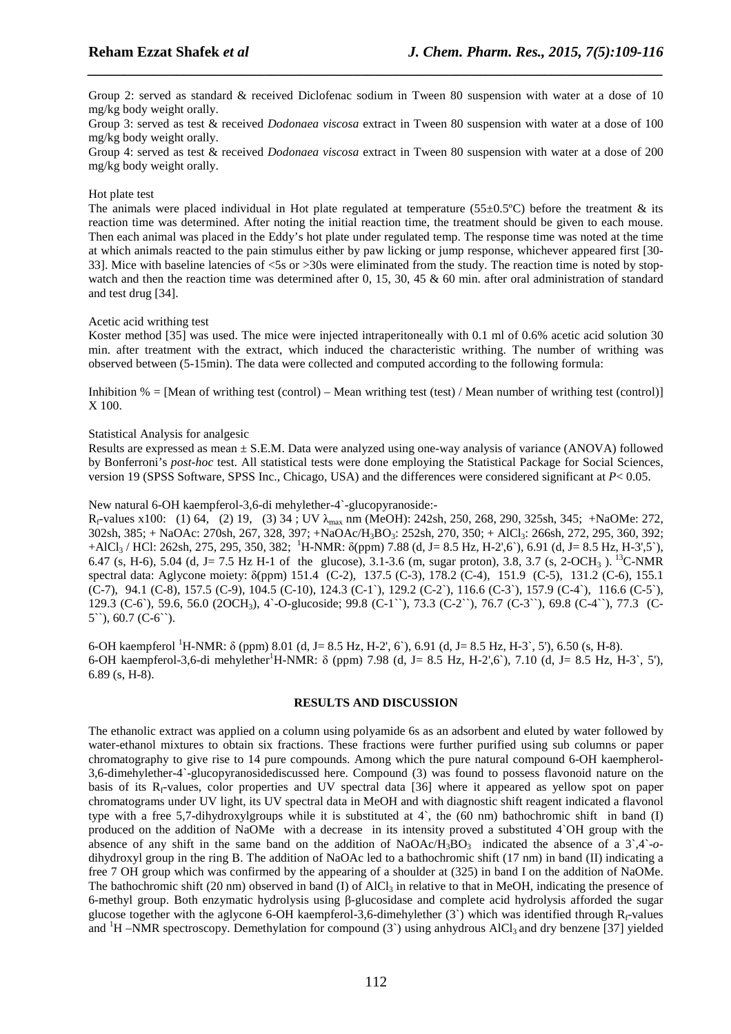Group 2: served as standard & received Diclofenac sodium in Tween 80 suspension with water at a dose of 10 mg/kg body weight orally.

Group 3: served as test & received *Dodonaea viscosa* extract in Tween 80 suspension with water at a dose of 100 mg/kg body weight orally.

Group 4: served as test & received *Dodonaea viscosa* extract in Tween 80 suspension with water at a dose of 200 mg/kg body weight orally.

Hot plate test

The animals were placed individual in Hot plate regulated at temperature (55±0.5ºC) before the treatment & its reaction time was determined. After noting the initial reaction time, the treatment should be given to each mouse. Then each animal was placed in the Eddy's hot plate under regulated temp. The response time was noted at the time at which animals reacted to the pain stimulus either by paw licking or jump response, whichever appeared first [30-33]. Mice with baseline latencies of <5s or >30s were eliminated from the study. The reaction time is noted by stop-watch and then the reaction time was determined after 0, 15, 30, 45 & 60 min. after oral administration of standard and test drug [34].

Acetic acid writhing test

Koster method [35] was used. The mice were injected intraperitoneally with 0.1 ml of 0.6% acetic acid solution 30 min. after treatment with the extract, which induced the characteristic writhing. The number of writhing was observed between (5-15min). The data were collected and computed according to the following formula:

Inhibition % = [Mean of writhing test (control) – Mean writhing test (test) / Mean number of writhing test (control)] X 100.

Statistical Analysis for analgesic

Results are expressed as mean ± S.E.M. Data were analyzed using one-way analysis of variance (ANOVA) followed by Bonferroni's *post-hoc* test. All statistical tests were done employing the Statistical Package for Social Sciences, version 19 (SPSS Software, SPSS Inc., Chicago, USA) and the differences were considered significant at $P < 0.05$.

New natural 6-OH kaempferol-3,6-di mehylether-4`-glucopyranoside:-

$R_f$-values x100: (1) 64, (2) 19, (3) 34 ; UV $\lambda_{max}$ nm (MeOH): 242sh, 250, 268, 290, 325sh, 345; +NaOMe: 272, 302sh, 385; + NaOAc: 270sh, 267, 328, 397; +NaOAc/$H_3BO_3$: 252sh, 270, 350; + $AlCl_3$: 266sh, 272, 295, 360, 392; +$AlCl_3$ / HCl: 262sh, 275, 295, 350, 382; $^1$H-NMR: δ(ppm) 7.88 (d, J= 8.5 Hz, H-2',6`), 6.91 (d, J= 8.5 Hz, H-3',5`), 6.47 (s, H-6), 5.04 (d, J= 7.5 Hz H-1 of the glucose), 3.1-3.6 (m, sugar proton), 3.8, 3.7 (s, 2-$OCH_3$ ). $^{13}$C-NMR spectral data: Aglycone moiety: δ(ppm) 151.4 (C-2), 137.5 (C-3), 178.2 (C-4), 151.9 (C-5), 131.2 (C-6), 155.1 (C-7), 94.1 (C-8), 157.5 (C-9), 104.5 (C-10), 124.3 (C-1`), 129.2 (C-2`), 116.6 (C-3`), 157.9 (C-4`), 116.6 (C-5`), 129.3 (C-6`), 59.6, 56.0 (2$OCH_3$), 4`-O-glucoside; 99.8 (C-1``), 73.3 (C-2``), 76.7 (C-3``), 69.8 (C-4``), 77.3 (C-5``), 60.7 (C-6``).

6-OH kaempferol $^1$H-NMR: δ (ppm) 8.01 (d, J= 8.5 Hz, H-2', 6`), 6.91 (d, J= 8.5 Hz, H-3`, 5'), 6.50 (s, H-8).
6-OH kaempferol-3,6-di mehylether $^1$H-NMR: δ (ppm) 7.98 (d, J= 8.5 Hz, H-2',6`), 7.10 (d, J= 8.5 Hz, H-3`, 5'), 6.89 (s, H-8).

## RESULTS AND DISCUSSION

The ethanolic extract was applied on a column using polyamide 6s as an adsorbent and eluted by water followed by water-ethanol mixtures to obtain six fractions. These fractions were further purified using sub columns or paper chromatography to give rise to 14 pure compounds. Among which the pure natural compound 6-OH kaempherol-3,6-dimehylether-4`-glucopyranosidediscussed here. Compound (3) was found to possess flavonoid nature on the basis of its $R_f$-values, color properties and UV spectral data [36] where it appeared as yellow spot on paper chromatograms under UV light, its UV spectral data in MeOH and with diagnostic shift reagent indicated a flavonol type with a free 5,7-dihydroxylgroups while it is substituted at 4`, the (60 nm) bathochromic shift in band (I) produced on the addition of NaOMe with a decrease in its intensity proved a substituted 4`OH group with the absence of any shift in the same band on the addition of NaOAc/$H_3BO_3$ indicated the absence of a 3`,4`-*o*-dihydroxyl group in the ring B. The addition of NaOAc led to a bathochromic shift (17 nm) in band (II) indicating a free 7 OH group which was confirmed by the appearing of a shoulder at (325) in band I on the addition of NaOMe. The bathochromic shift (20 nm) observed in band (I) of $AlCl_3$ in relative to that in MeOH, indicating the presence of 6-methyl group. Both enzymatic hydrolysis using β-glucosidase and complete acid hydrolysis afforded the sugar glucose together with the aglycone 6-OH kaempferol-3,6-dimehylether (3`) which was identified through $R_f$-values and $^1$H –NMR spectroscopy. Demethylation for compound (3`) using anhydrous $AlCl_3$ and dry benzene [37] yielded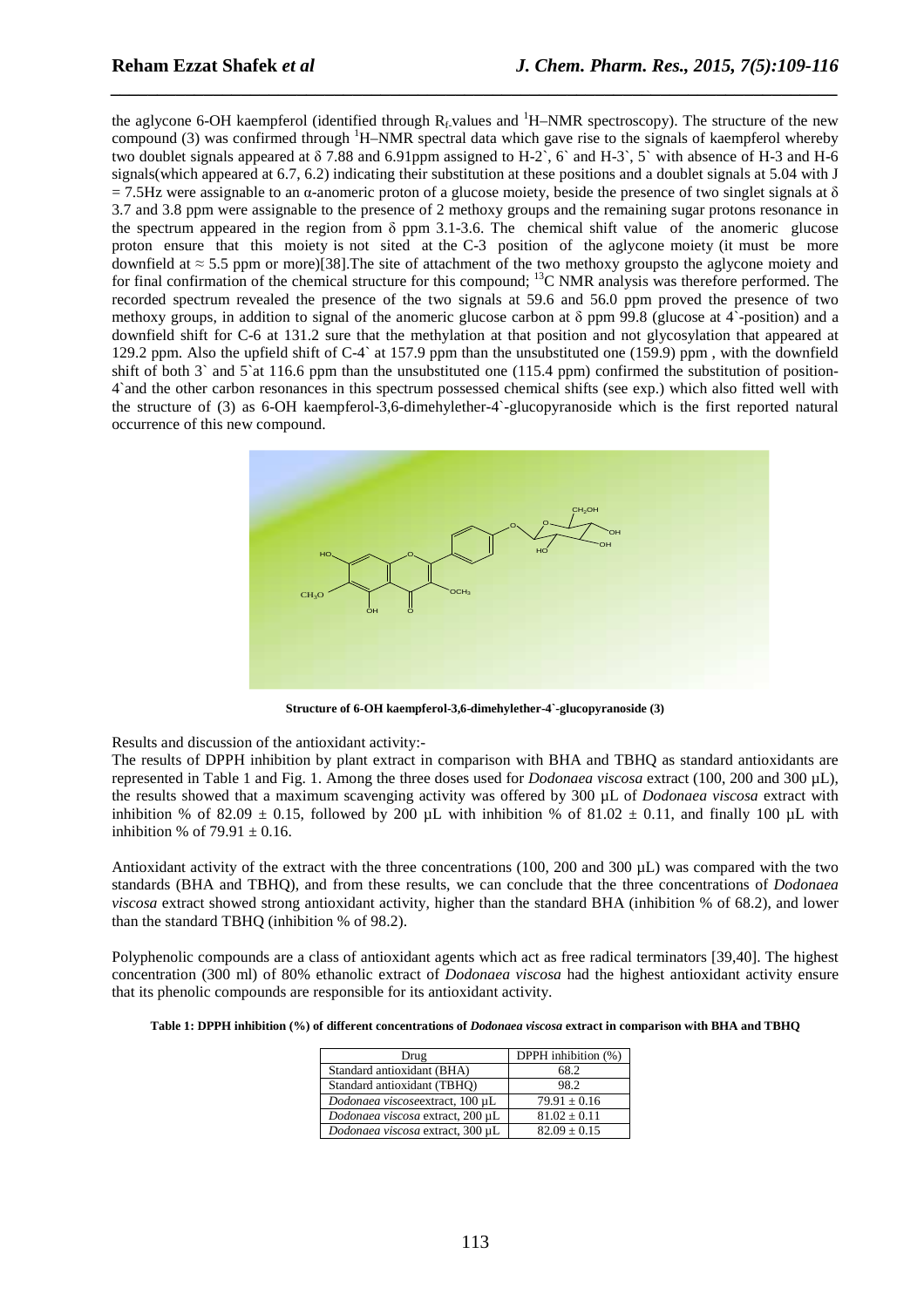the aglycone 6-OH kaempferol (identified through $R_f$ values and $^1$H–NMR spectroscopy). The structure of the new compound (3) was confirmed through $^1$H–NMR spectral data which gave rise to the signals of kaempferol whereby two doublet signals appeared at δ 7.88 and 6.91ppm assigned to H-2`, 6` and H-3`, 5` with absence of H-3 and H-6 signals(which appeared at 6.7, 6.2) indicating their substitution at these positions and a doublet signals at 5.04 with J = 7.5Hz were assignable to an α-anomeric proton of a glucose moiety, beside the presence of two singlet signals at δ 3.7 and 3.8 ppm were assignable to the presence of 2 methoxy groups and the remaining sugar protons resonance in the spectrum appeared in the region from δ ppm 3.1-3.6. The chemical shift value of the anomeric glucose proton ensure that this moiety is not sited at the C-3 position of the aglycone moiety (it must be more downfield at ≈ 5.5 ppm or more)[38].The site of attachment of the two methoxy groupsto the aglycone moiety and for final confirmation of the chemical structure for this compound; $^{13}$C NMR analysis was therefore performed. The recorded spectrum revealed the presence of the two signals at 59.6 and 56.0 ppm proved the presence of two methoxy groups, in addition to signal of the anomeric glucose carbon at δ ppm 99.8 (glucose at 4`-position) and a downfield shift for C-6 at 131.2 sure that the methylation at that position and not glycosylation that appeared at 129.2 ppm. Also the upfield shift of C-4` at 157.9 ppm than the unsubstituted one (159.9) ppm , with the downfield shift of both 3` and 5`at 116.6 ppm than the unsubstituted one (115.4 ppm) confirmed the substitution of position-4`and the other carbon resonances in this spectrum possessed chemical shifts (see exp.) which also fitted well with the structure of (3) as 6-OH kaempferol-3,6-dimehylether-4`-glucopyranoside which is the first reported natural occurrence of this new compound.

**Structure of 6-OH kaempferol-3,6-dimehylether-4`-glucopyranoside (3)**

Results and discussion of the antioxidant activity:-

The results of DPPH inhibition by plant extract in comparison with BHA and TBHQ as standard antioxidants are represented in Table 1 and Fig. 1. Among the three doses used for *Dodonaea viscosa* extract (100, 200 and 300 µL), the results showed that a maximum scavenging activity was offered by 300 µL of *Dodonaea viscosa* extract with inhibition % of 82.09 ± 0.15, followed by 200 µL with inhibition % of 81.02 ± 0.11, and finally 100 µL with inhibition % of 79.91 ± 0.16.

Antioxidant activity of the extract with the three concentrations (100, 200 and 300 µL) was compared with the two standards (BHA and TBHQ), and from these results, we can conclude that the three concentrations of *Dodonaea viscosa* extract showed strong antioxidant activity, higher than the standard BHA (inhibition % of 68.2), and lower than the standard TBHQ (inhibition % of 98.2).

Polyphenolic compounds are a class of antioxidant agents which act as free radical terminators [39,40]. The highest concentration (300 ml) of 80% ethanolic extract of *Dodonaea viscosa* had the highest antioxidant activity ensure that its phenolic compounds are responsible for its antioxidant activity.

**Table 1: DPPH inhibition (%) of different concentrations of *Dodonaea viscosa* extract in comparison with BHA and TBHQ**

| Drug | DPPH inhibition (%) |
|---|---|
| Standard antioxidant (BHA) | 68.2 |
| Standard antioxidant (TBHQ) | 98.2 |
| *Dodonaea viscose*extract, 100 µL | 79.91 ± 0.16 |
| *Dodonaea viscosa* extract, 200 µL | 81.02 ± 0.11 |
| *Dodonaea viscosa* extract, 300 µL | 82.09 ± 0.15 |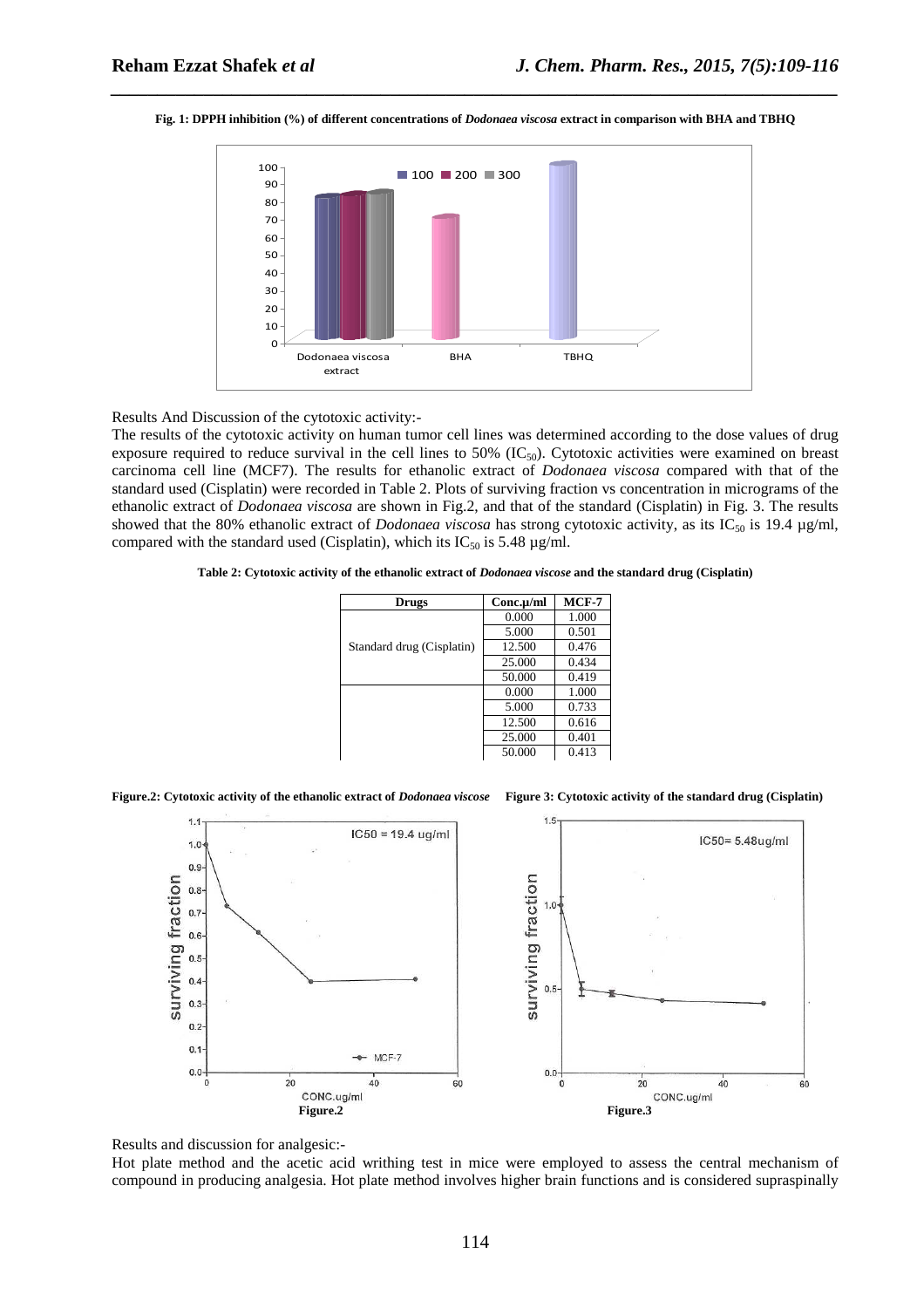**Fig. 1: DPPH inhibition (%) of different concentrations of *Dodonaea viscosa* extract in comparison with BHA and TBHQ**

Results And Discussion of the cytotoxic activity:-

The results of the cytotoxic activity on human tumor cell lines was determined according to the dose values of drug exposure required to reduce survival in the cell lines to 50% ($IC_{50}$). Cytotoxic activities were examined on breast carcinoma cell line (MCF7). The results for ethanolic extract of *Dodonaea viscosa* compared with that of the standard used (Cisplatin) were recorded in Table 2. Plots of surviving fraction vs concentration in micrograms of the ethanolic extract of *Dodonaea viscosa* are shown in Fig.2, and that of the standard (Cisplatin) in Fig. 3. The results showed that the 80% ethanolic extract of *Dodonaea viscosa* has strong cytotoxic activity, as its $IC_{50}$ is 19.4 µg/ml, compared with the standard used (Cisplatin), which its $IC_{50}$ is 5.48 µg/ml.

**Table 2: Cytotoxic activity of the ethanolic extract of *Dodonaea viscose* and the standard drug (Cisplatin)**

| Drugs | Conc.µ/ml | MCF-7 |
|---|---|---|
| Standard drug (Cisplatin) | 0.000 | 1.000 |
| | 5.000 | 0.501 |
| | 12.500 | 0.476 |
| | 25.000 | 0.434 |
| | 50.000 | 0.419 |
| | 0.000 | 1.000 |
| | 5.000 | 0.733 |
| | 12.500 | 0.616 |
| | 25.000 | 0.401 |
| | 50.000 | 0.413 |

**Figure.2: Cytotoxic activity of the ethanolic extract of *Dodonaea viscose*** **Figure 3: Cytotoxic activity of the standard drug (Cisplatin)**

**Figure.2** **Figure.3**

Results and discussion for analgesic:-

Hot plate method and the acetic acid writhing test in mice were employed to assess the central mechanism of compound in producing analgesia. Hot plate method involves higher brain functions and is considered supraspinally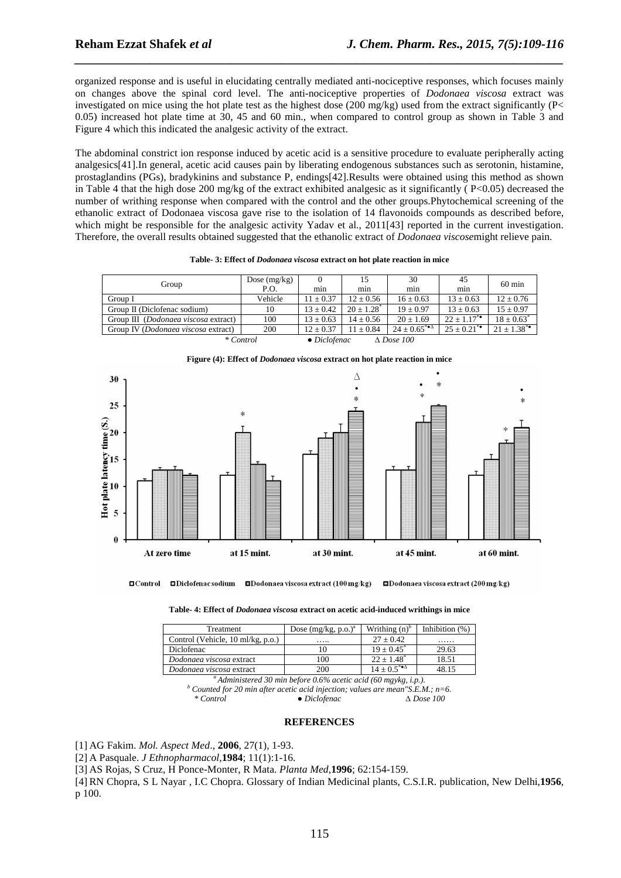organized response and is useful in elucidating centrally mediated anti-nociceptive responses, which focuses mainly on changes above the spinal cord level. The anti-nociceptive properties of *Dodonaea viscosa* extract was investigated on mice using the hot plate test as the highest dose (200 mg/kg) used from the extract significantly (P< 0.05) increased hot plate time at 30, 45 and 60 min., when compared to control group as shown in Table 3 and Figure 4 which this indicated the analgesic activity of the extract.

The abdominal constrict ion response induced by acetic acid is a sensitive procedure to evaluate peripherally acting analgesics[41].In general, acetic acid causes pain by liberating endogenous substances such as serotonin, histamine, prostaglandins (PGs), bradykinins and substance P, endings[42].Results were obtained using this method as shown in Table 4 that the high dose 200 mg/kg of the extract exhibited analgesic as it significantly ( P<0.05) decreased the number of writhing response when compared with the control and the other groups.Phytochemical screening of the ethanolic extract of Dodonaea viscosa gave rise to the isolation of 14 flavonoids compounds as described before, which might be responsible for the analgesic activity Yadav et al., 2011[43] reported in the current investigation. Therefore, the overall results obtained suggested that the ethanolic extract of *Dodonaea viscose*might relieve pain.

**Table- 3: Effect of *Dodonaea viscosa* extract on hot plate reaction in mice**

| Group | Dose (mg/kg) P.O. | 0 min | 15 min | 30 min | 45 min | 60 min |
|---|---|---|---|---|---|---|
| Group I | Vehicle | 11 ± 0.37 | 12 ± 0.56 | 16 ± 0.63 | 13 ± 0.63 | 12 ± 0.76 |
| Group II (Diclofenac sodium) | 10 | 13 ± 0.42 | 20 ± 1.28* | 19 ± 0.97 | 13 ± 0.63 | 15 ± 0.97 |
| Group III (*Dodonaea viscosa* extract) | 100 | 13 ± 0.63 | 14 ± 0.56 | 20 ± 1.69 | 22 ± 1.17*• | 18 ± 0.63* |
| Group IV (*Dodonaea viscosa* extract) | 200 | 12 ± 0.37 | 11 ± 0.84 | 24 ± 0.65*•∆ | 25 ± 0.21*• | 21 ± 1.38*• |

*\* Control • Diclofenac ∆ Dose 100*

**Figure (4): Effect of *Dodonaea viscosa* extract on hot plate reaction in mice**

**Table- 4: Effect of *Dodonaea viscosa* extract on acetic acid-induced writhings in mice**

| Treatment | Dose (mg/kg, p.o.)[a] | Writhing (n)[b] | Inhibition (%) |
|---|---|---|---|
| Control (Vehicle, 10 ml/kg, p.o.) | ….. | 27 ± 0.42 | …… |
| Diclofenac | 10 | 19 ± 0.45* | 29.63 |
| *Dodonaea viscosa* extract | 100 | 22 ± 1.48* | 18.51 |
| *Dodonaea viscosa* extract | 200 | 14 ± 0.5*•∆ | 48.15 |

*[a] Administered 30 min before 0.6% acetic acid (60 mgykg, i.p.).*
*[b] Counted for 20 min after acetic acid injection; values are mean"S.E.M.; n=6.*
*\* Control • Diclofenac ∆ Dose 100*

## REFERENCES

[1] AG Fakim. *Mol. Aspect Med*., **2006**, 27(1), 1-93.

[2] A Pasquale. *J Ethnopharmacol*,**1984**; 11(1):1-16.

[3] AS Rojas, S Cruz, H Ponce-Monter, R Mata. *Planta Med*,**1996**; 62:154-159.

[4] RN Chopra, S L Nayar , I.C Chopra. Glossary of Indian Medicinal plants, C.S.I.R. publication, New Delhi,**1956**, p 100.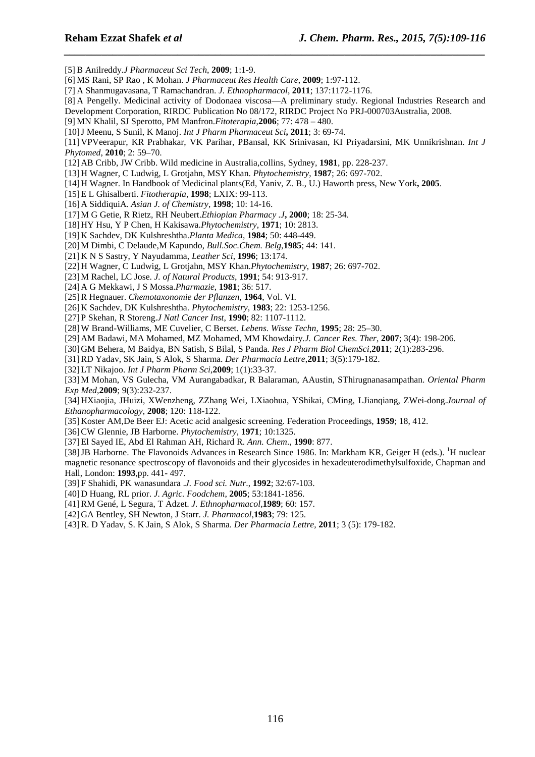[5] B Anilreddy.*J Pharmaceut Sci Tech*, **2009**; 1:1-9.

[6] MS Rani, SP Rao , K Mohan. *J Pharmaceut Res Health Care*, **2009**; 1:97-112.

[7] A Shanmugavasana, T Ramachandran. *J. Ethnopharmacol*, **2011**; 137:1172-1176.

[8] A Pengelly. Medicinal activity of Dodonaea viscosa—A preliminary study. Regional Industries Research and Development Corporation, RIRDC Publication No 08/172, RIRDC Project No PRJ-000703Australia, 2008.

[9] MN Khalil, SJ Sperotto, PM Manfron.*Fitoterapia*,**2006**; 77: 478 – 480.

[10] J Meenu, S Sunil, K Manoj. *Int J Pharm Pharmaceut Sci***, 2011**; 3: 69-74.

[11] VPVeerapur, KR Prabhakar, VK Parihar, PBansal, KK Srinivasan, KI Priyadarsini, MK Unnikrishnan. *Int J Phytomed*, **2010**; 2: 59–70.

[12] AB Cribb, JW Cribb. Wild medicine in Australia,collins, Sydney, **1981**, pp. 228-237.

[13] H Wagner, C Ludwig, L Grotjahn, MSY Khan. *Phytochemistry*, **1987**; 26: 697-702.

[14] H Wagner. In Handbook of Medicinal plants(Ed, Yaniv, Z. B., U.) Haworth press, New York**, 2005**.

[15] E L Ghisalberti. *Fitotherapia*, **1998**; LXIX: 99-113.

[16] A SiddiquiA. *Asian J. of Chemistry*, **1998**; 10: 14-16.

[17] M G Getie, R Rietz, RH Neubert.*Ethiopian Pharmacy .J***, 2000**; 18: 25-34.

[18] HY Hsu, Y P Chen, H Kakisawa.*Phytochemistry*, **1971**; 10: 2813.

[19] K Sachdev, DK Kulshreshtha.*Planta Medica*, **1984**; 50: 448-449.

[20] M Dimbi, C Delaude,M Kapundo, *Bull.Soc.Chem. Belg*,**1985**; 44: 141.

[21] K N S Sastry, Y Nayudamma, *Leather Sci*, **1996**; 13:174.

[22] H Wagner, C Ludwig, L Grotjahn, MSY Khan.*Phytochemistry*, **1987**; 26: 697-702.

[23] M Rachel, LC Jose. *J. of Natural Products*, **1991**; 54: 913-917.

[24] A G Mekkawi, J S Mossa.*Pharmazie*, **1981**; 36: 517.

[25] R Hegnauer. *Chemotaxonomie der Pflanzen*, **1964**, Vol. VI.

[26] K Sachdev, DK Kulshreshtha. *Phytochemistry*, **1983**; 22: 1253-1256.

[27] P Skehan, R Storeng.*J Natl Cancer Inst*, **1990**; 82: 1107-1112.

[28] W Brand-Williams, ME Cuvelier, C Berset. *Lebens. Wisse Techn*, **1995**; 28: 25–30.

[29] AM Badawi, MA Mohamed, MZ Mohamed, MM Khowdairy.*J. Cancer Res. Ther*, **2007**; 3(4): 198-206.

[30] GM Behera, M Baidya, BN Satish, S Bilal, S Panda. *Res J Pharm Biol ChemSci*,**2011**; 2(1):283-296.

[31] RD Yadav, SK Jain, S Alok, S Sharma. *Der Pharmacia Lettre*,**2011**; 3(5):179-182.

[32] LT Nikajoo. *Int J Pharm Pharm Sci*,**2009**; 1(1):33-37.

[33] M Mohan, VS Gulecha, VM Aurangabadkar, R Balaraman, AAustin, SThirugnanasampathan. *Oriental Pharm Exp Med*,**2009**; 9(3):232-237.

[34] HXiaojia, JHuizi, XWenzheng, ZZhang Wei, LXiaohua, YShikai, CMing, LJianqiang, ZWei-dong.*Journal of Ethanopharmacology*, **2008**; 120: 118-122.

[35] Koster AM,De Beer EJ: Acetic acid analgesic screening. Federation Proceedings, **1959**; 18, 412.

[36] CW Glennie, JB Harborne. *Phytochemistry*, **1971**; 10:1325.

[37] El Sayed IE, Abd El Rahman AH, Richard R. *Ann. Chem*., **1990**: 877.

[38] JB Harborne. The Flavonoids Advances in Research Since 1986. In: Markham KR, Geiger H (eds.). $^{1}$H nuclear magnetic resonance spectroscopy of flavonoids and their glycosides in hexadeuterodimethylsulfoxide, Chapman and Hall, London: **1993**,pp. 441- 497.

[39] F Shahidi, PK wanasundara .*J. Food sci. Nutr*., **1992**; 32:67-103.

[40] D Huang, RL prior. *J. Agric. Foodchem*, **2005**; 53:1841-1856.

[41] RM Gené, L Segura, T Adzet. *J. Ethnopharmacol*,**1989**; 60: 157.

[42] GA Bentley, SH Newton, J Starr. *J. Pharmacol*,**1983**; 79: 125.

[43] R. D Yadav, S. K Jain, S Alok, S Sharma. *Der Pharmacia Lettre*, **2011**; 3 (5): 179-182.